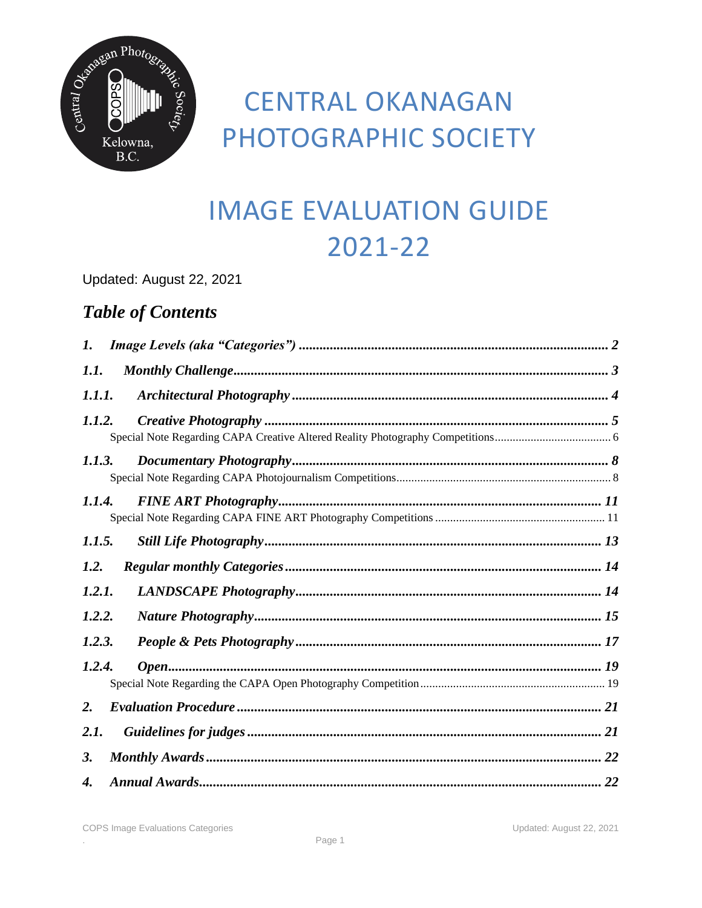# CENTRAL OKANAGAN PHOTOGRAPHIC SOCIETY

# IMAGE EVALUATION GUIDE 2021-22

Updated: August 22, 2021

## *Table of Contents*

***1. Image Levels (aka "Categories") ... 2***

***1.1. Monthly Challenge ... 3***

***1.1.1. Architectural Photography ... 4***

***1.1.2. Creative Photography ... 5***

Special Note Regarding CAPA Creative Altered Reality Photography Competitions ... 6

***1.1.3. Documentary Photography ... 8***

Special Note Regarding CAPA Photojournalism Competitions ... 8

***1.1.4. FINE ART Photography ... 11***

Special Note Regarding CAPA FINE ART Photography Competitions ... 11

***1.1.5. Still Life Photography ... 13***

***1.2. Regular monthly Categories ... 14***

***1.2.1. LANDSCAPE Photography ... 14***

***1.2.2. Nature Photography ... 15***

***1.2.3. People & Pets Photography ... 17***

***1.2.4. Open ... 19***

Special Note Regarding the CAPA Open Photography Competition ... 19

***2. Evaluation Procedure ... 21***

***2.1. Guidelines for judges ... 21***

***3. Monthly Awards ... 22***

***4. Annual Awards ... 22***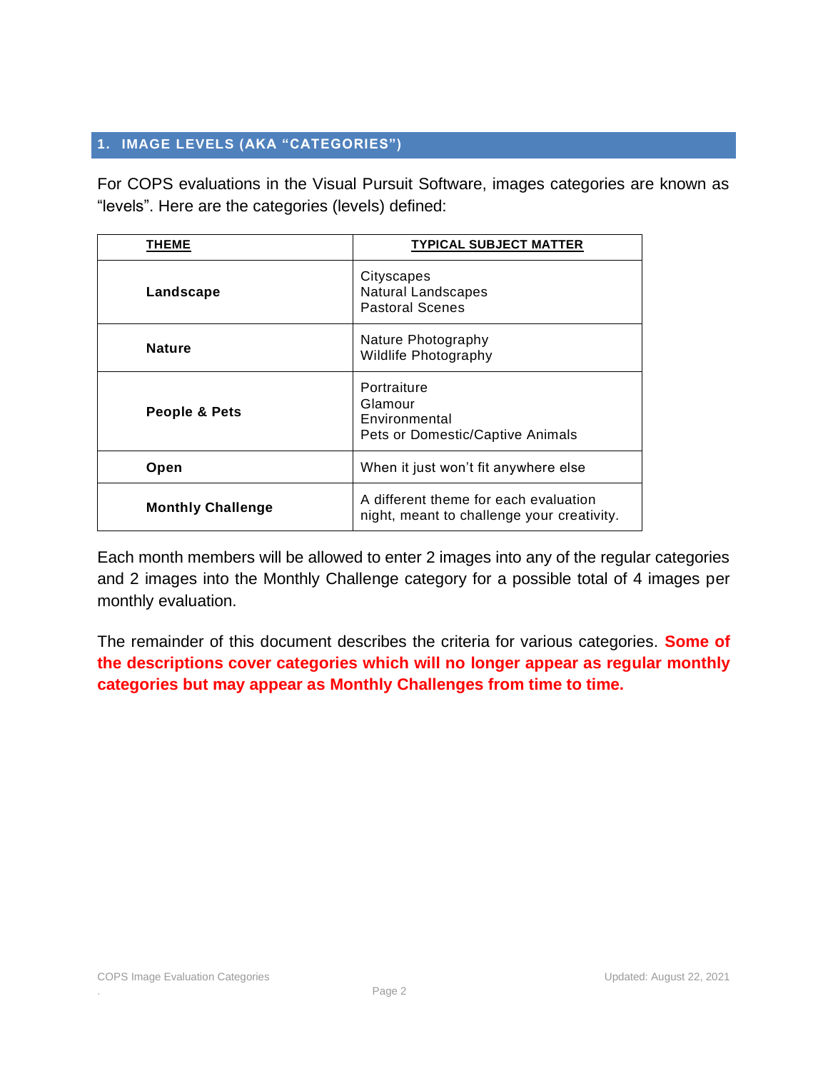## 1. IMAGE LEVELS (AKA "CATEGORIES")

For COPS evaluations in the Visual Pursuit Software, images categories are known as "levels". Here are the categories (levels) defined:

| THEME | TYPICAL SUBJECT MATTER |
|---|---|
| **Landscape** | Cityscapes<br>Natural Landscapes<br>Pastoral Scenes |
| **Nature** | Nature Photography<br>Wildlife Photography |
| **People & Pets** | Portraiture<br>Glamour<br>Environmental<br>Pets or Domestic/Captive Animals |
| **Open** | When it just won't fit anywhere else |
| **Monthly Challenge** | A different theme for each evaluation night, meant to challenge your creativity. |

Each month members will be allowed to enter 2 images into any of the regular categories and 2 images into the Monthly Challenge category for a possible total of 4 images per monthly evaluation.

The remainder of this document describes the criteria for various categories. **Some of the descriptions cover categories which will no longer appear as regular monthly categories but may appear as Monthly Challenges from time to time.**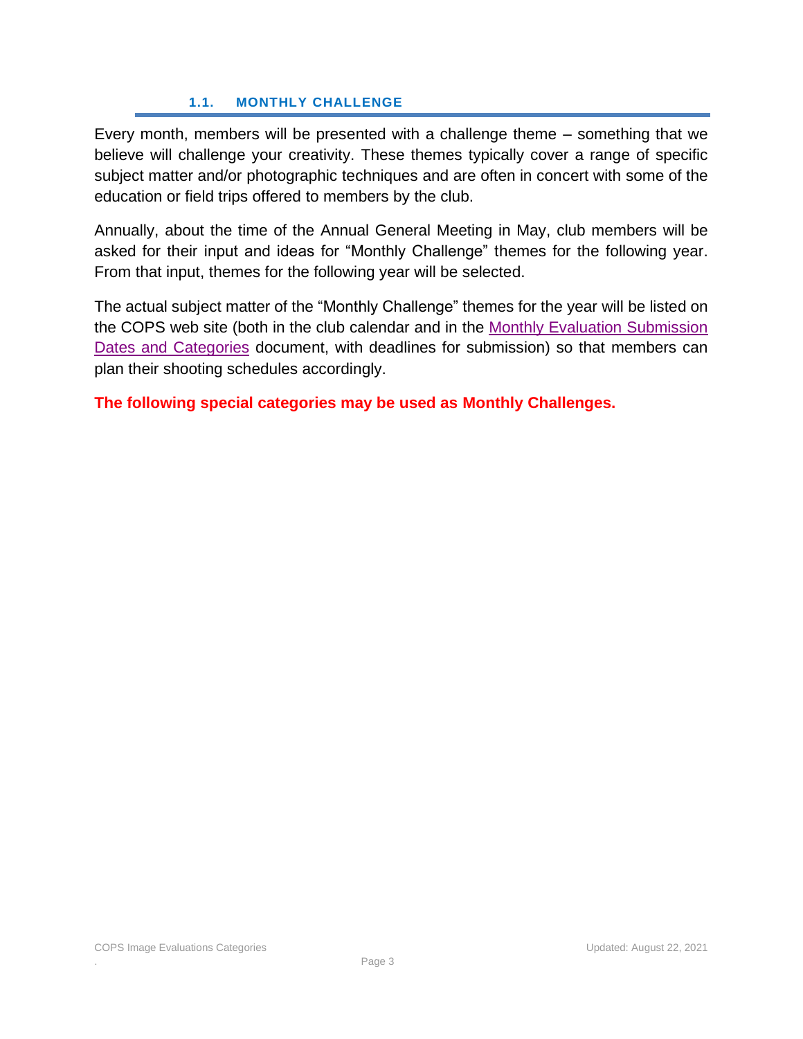## 1.1. MONTHLY CHALLENGE

Every month, members will be presented with a challenge theme – something that we believe will challenge your creativity. These themes typically cover a range of specific subject matter and/or photographic techniques and are often in concert with some of the education or field trips offered to members by the club.

Annually, about the time of the Annual General Meeting in May, club members will be asked for their input and ideas for “Monthly Challenge” themes for the following year. From that input, themes for the following year will be selected.

The actual subject matter of the “Monthly Challenge” themes for the year will be listed on the COPS web site (both in the club calendar and in the Monthly Evaluation Submission Dates and Categories document, with deadlines for submission) so that members can plan their shooting schedules accordingly.

**The following special categories may be used as Monthly Challenges.**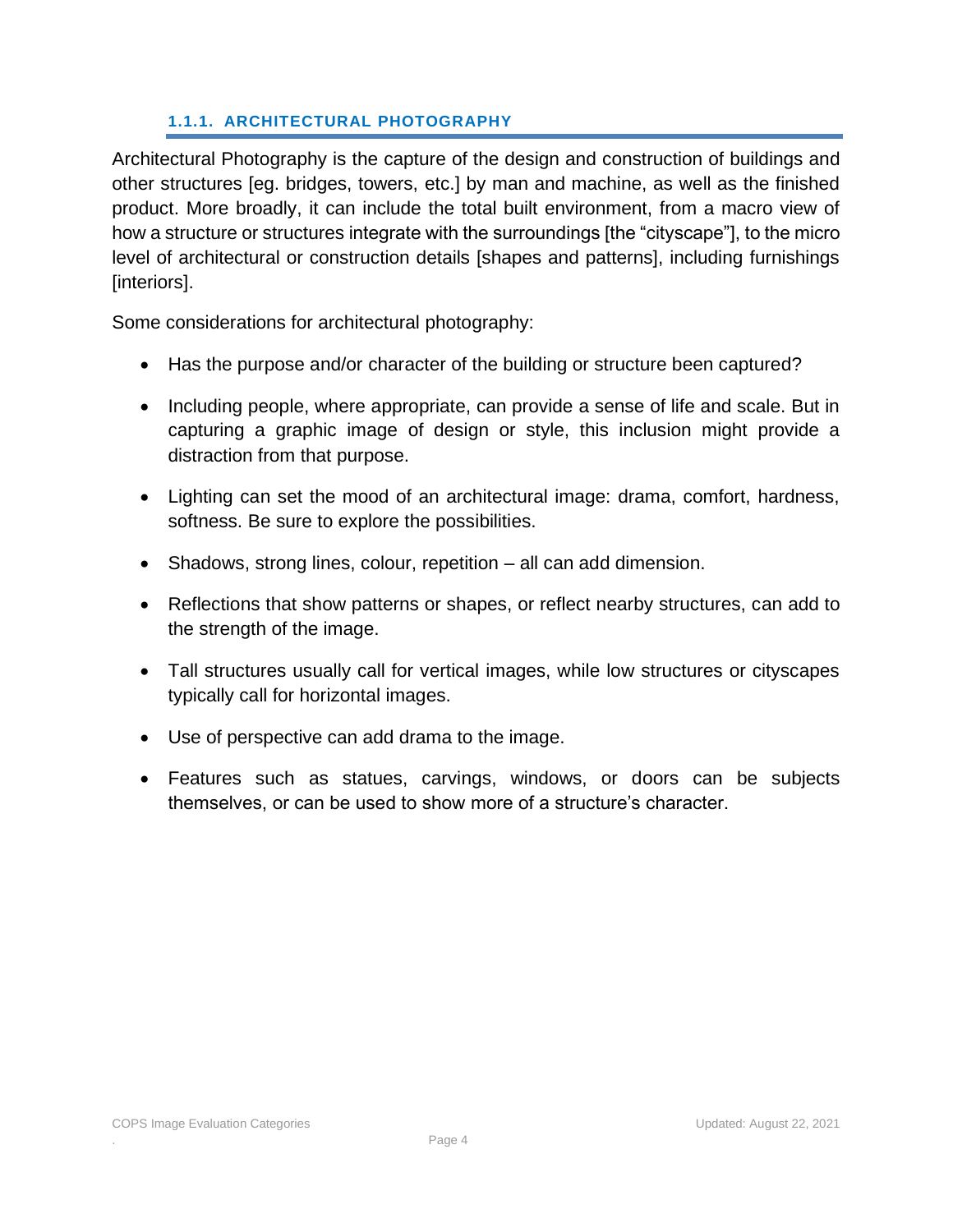### 1.1.1. ARCHITECTURAL PHOTOGRAPHY

Architectural Photography is the capture of the design and construction of buildings and other structures [eg. bridges, towers, etc.] by man and machine, as well as the finished product. More broadly, it can include the total built environment, from a macro view of how a structure or structures integrate with the surroundings [the "cityscape"], to the micro level of architectural or construction details [shapes and patterns], including furnishings [interiors].

Some considerations for architectural photography:

- Has the purpose and/or character of the building or structure been captured?
- Including people, where appropriate, can provide a sense of life and scale. But in capturing a graphic image of design or style, this inclusion might provide a distraction from that purpose.
- Lighting can set the mood of an architectural image: drama, comfort, hardness, softness. Be sure to explore the possibilities.
- Shadows, strong lines, colour, repetition – all can add dimension.
- Reflections that show patterns or shapes, or reflect nearby structures, can add to the strength of the image.
- Tall structures usually call for vertical images, while low structures or cityscapes typically call for horizontal images.
- Use of perspective can add drama to the image.
- Features such as statues, carvings, windows, or doors can be subjects themselves, or can be used to show more of a structure's character.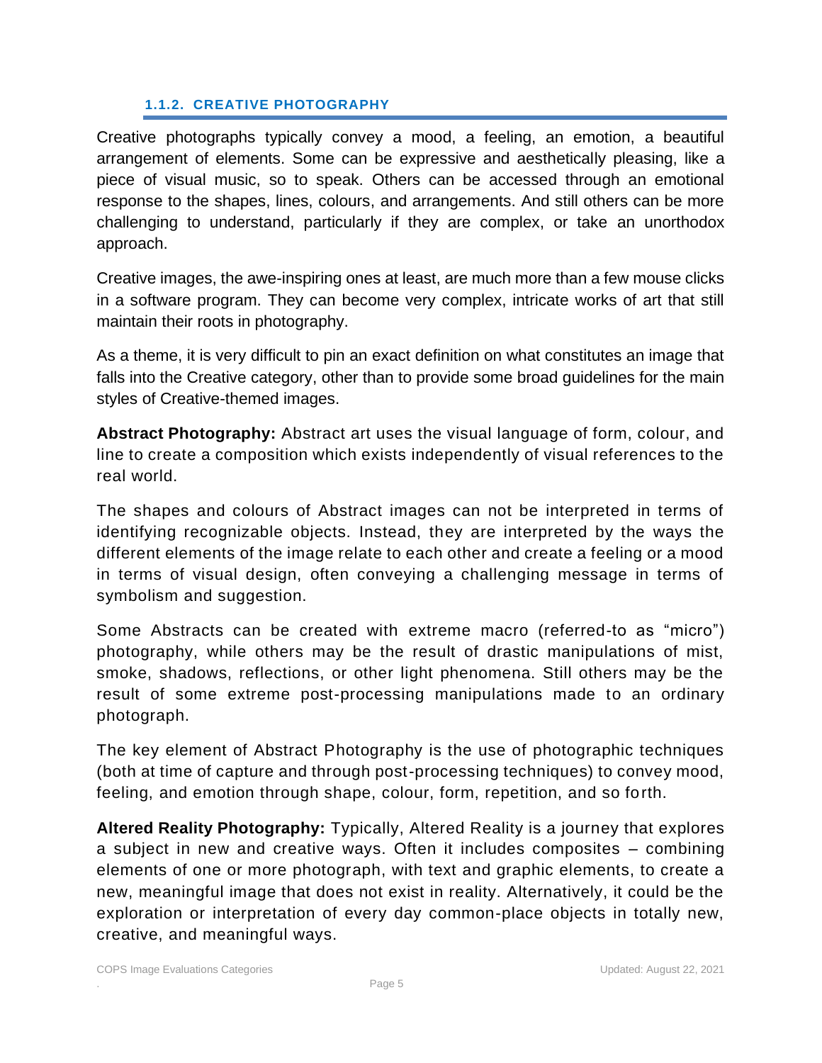### 1.1.2. CREATIVE PHOTOGRAPHY

Creative photographs typically convey a mood, a feeling, an emotion, a beautiful arrangement of elements. Some can be expressive and aesthetically pleasing, like a piece of visual music, so to speak. Others can be accessed through an emotional response to the shapes, lines, colours, and arrangements. And still others can be more challenging to understand, particularly if they are complex, or take an unorthodox approach.

Creative images, the awe-inspiring ones at least, are much more than a few mouse clicks in a software program. They can become very complex, intricate works of art that still maintain their roots in photography.

As a theme, it is very difficult to pin an exact definition on what constitutes an image that falls into the Creative category, other than to provide some broad guidelines for the main styles of Creative-themed images.

**Abstract Photography:** Abstract art uses the visual language of form, colour, and line to create a composition which exists independently of visual references to the real world.

The shapes and colours of Abstract images can not be interpreted in terms of identifying recognizable objects. Instead, they are interpreted by the ways the different elements of the image relate to each other and create a feeling or a mood in terms of visual design, often conveying a challenging message in terms of symbolism and suggestion.

Some Abstracts can be created with extreme macro (referred-to as "micro") photography, while others may be the result of drastic manipulations of mist, smoke, shadows, reflections, or other light phenomena. Still others may be the result of some extreme post-processing manipulations made to an ordinary photograph.

The key element of Abstract Photography is the use of photographic techniques (both at time of capture and through post-processing techniques) to convey mood, feeling, and emotion through shape, colour, form, repetition, and so forth.

**Altered Reality Photography:** Typically, Altered Reality is a journey that explores a subject in new and creative ways. Often it includes composites – combining elements of one or more photograph, with text and graphic elements, to create a new, meaningful image that does not exist in reality. Alternatively, it could be the exploration or interpretation of every day common-place objects in totally new, creative, and meaningful ways.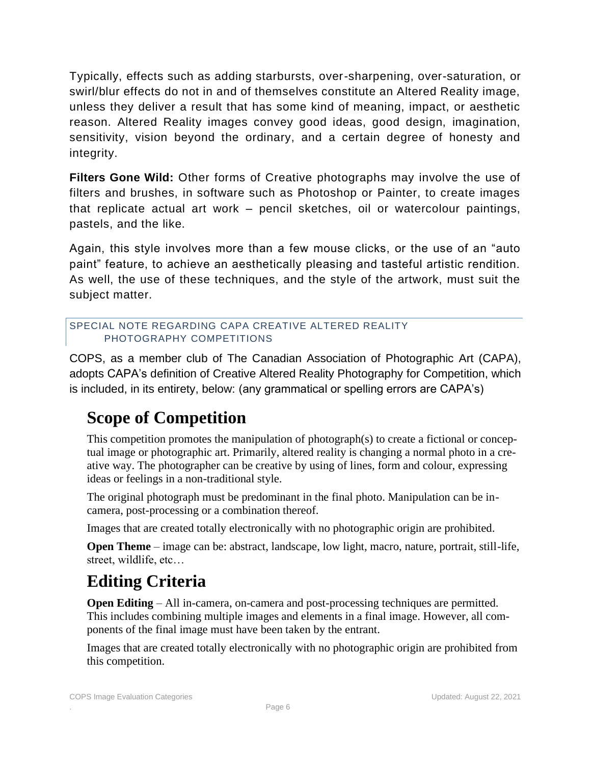Typically, effects such as adding starbursts, over-sharpening, over-saturation, or swirl/blur effects do not in and of themselves constitute an Altered Reality image, unless they deliver a result that has some kind of meaning, impact, or aesthetic reason. Altered Reality images convey good ideas, good design, imagination, sensitivity, vision beyond the ordinary, and a certain degree of honesty and integrity.

**Filters Gone Wild:** Other forms of Creative photographs may involve the use of filters and brushes, in software such as Photoshop or Painter, to create images that replicate actual art work – pencil sketches, oil or watercolour paintings, pastels, and the like.

Again, this style involves more than a few mouse clicks, or the use of an "auto paint" feature, to achieve an aesthetically pleasing and tasteful artistic rendition. As well, the use of these techniques, and the style of the artwork, must suit the subject matter.

### SPECIAL NOTE REGARDING CAPA CREATIVE ALTERED REALITY PHOTOGRAPHY COMPETITIONS

COPS, as a member club of The Canadian Association of Photographic Art (CAPA), adopts CAPA's definition of Creative Altered Reality Photography for Competition, which is included, in its entirety, below: (any grammatical or spelling errors are CAPA's)

## Scope of Competition

This competition promotes the manipulation of photograph(s) to create a fictional or conceptual image or photographic art. Primarily, altered reality is changing a normal photo in a creative way. The photographer can be creative by using of lines, form and colour, expressing ideas or feelings in a non-traditional style.

The original photograph must be predominant in the final photo. Manipulation can be in-camera, post-processing or a combination thereof.

Images that are created totally electronically with no photographic origin are prohibited.

**Open Theme** – image can be: abstract, landscape, low light, macro, nature, portrait, still-life, street, wildlife, etc…

## Editing Criteria

**Open Editing** – All in-camera, on-camera and post-processing techniques are permitted. This includes combining multiple images and elements in a final image. However, all components of the final image must have been taken by the entrant.

Images that are created totally electronically with no photographic origin are prohibited from this competition.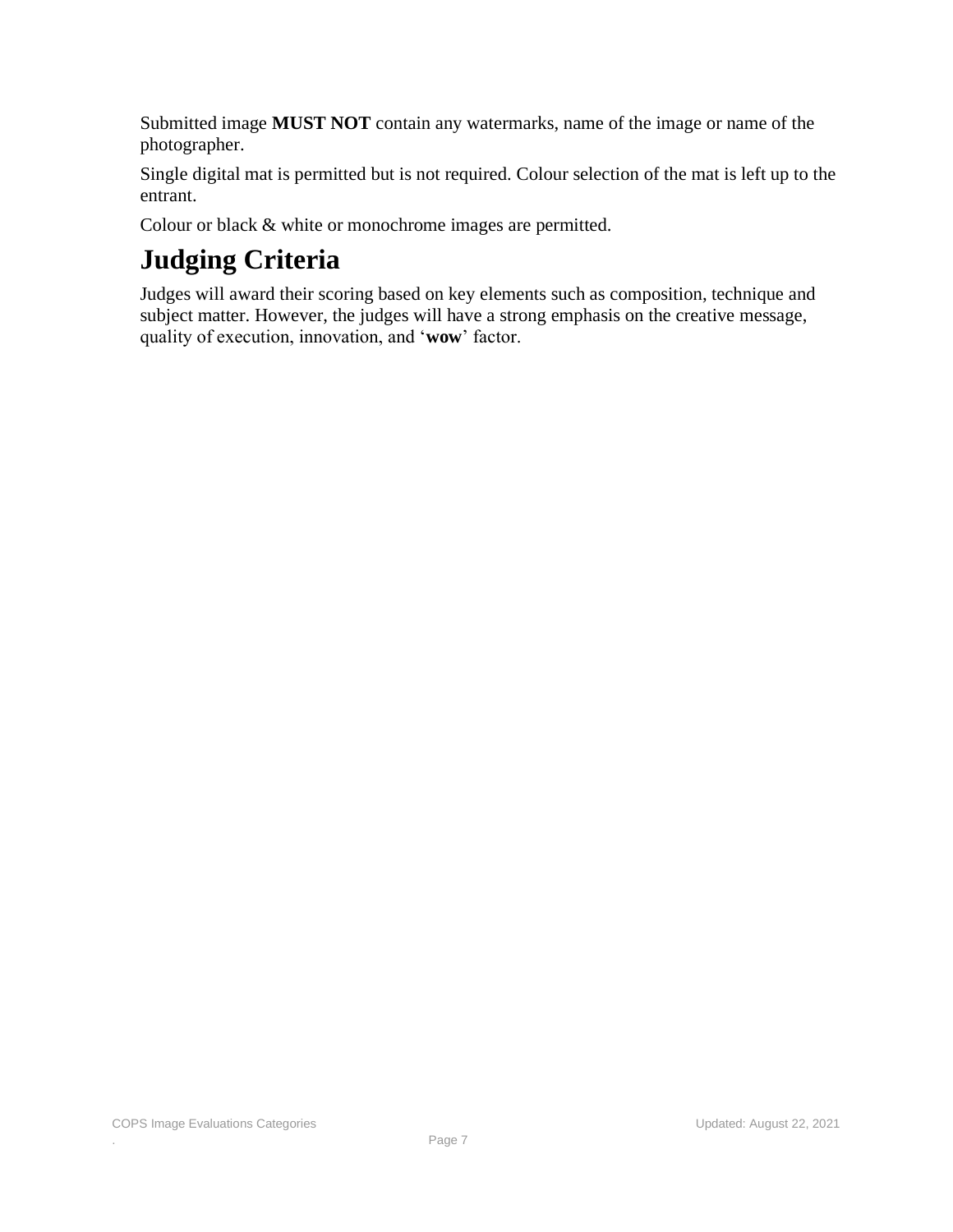Submitted image **MUST NOT** contain any watermarks, name of the image or name of the photographer.

Single digital mat is permitted but is not required. Colour selection of the mat is left up to the entrant.

Colour or black & white or monochrome images are permitted.

# Judging Criteria

Judges will award their scoring based on key elements such as composition, technique and subject matter. However, the judges will have a strong emphasis on the creative message, quality of execution, innovation, and '**wow**' factor.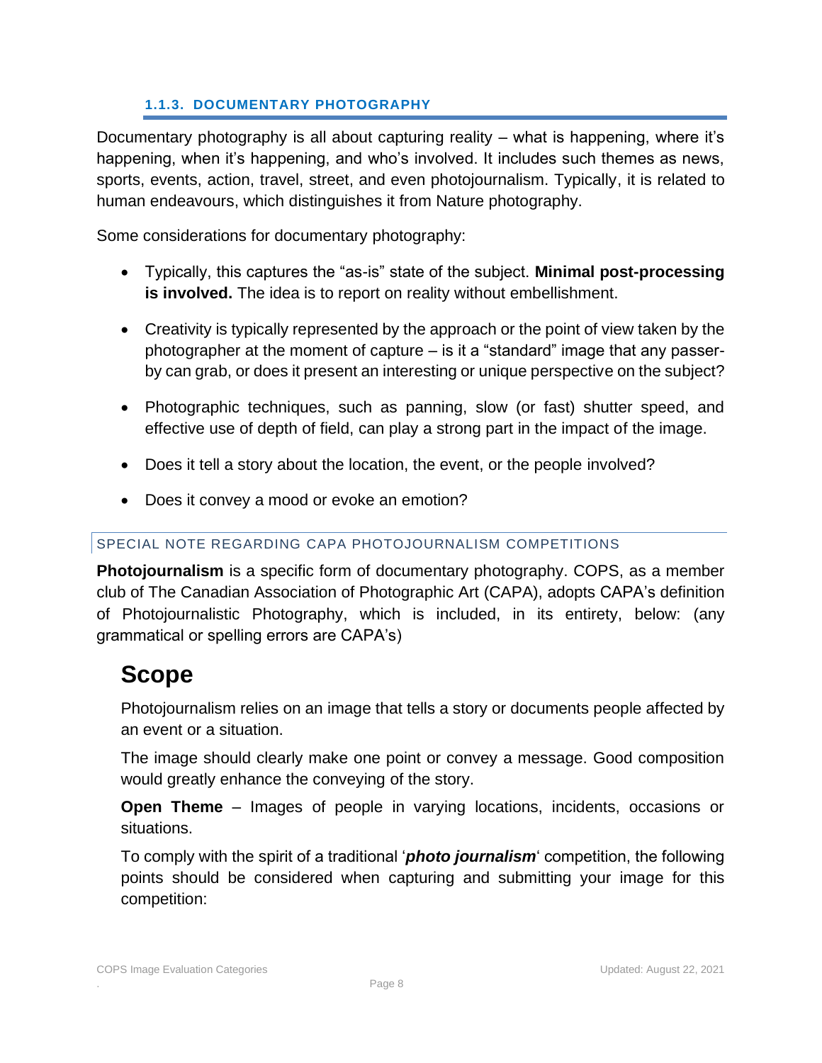#### 1.1.3. DOCUMENTARY PHOTOGRAPHY

Documentary photography is all about capturing reality – what is happening, where it's happening, when it's happening, and who's involved. It includes such themes as news, sports, events, action, travel, street, and even photojournalism. Typically, it is related to human endeavours, which distinguishes it from Nature photography.

Some considerations for documentary photography:

- Typically, this captures the "as-is" state of the subject. **Minimal post-processing is involved.** The idea is to report on reality without embellishment.
- Creativity is typically represented by the approach or the point of view taken by the photographer at the moment of capture – is it a "standard" image that any passer-by can grab, or does it present an interesting or unique perspective on the subject?
- Photographic techniques, such as panning, slow (or fast) shutter speed, and effective use of depth of field, can play a strong part in the impact of the image.
- Does it tell a story about the location, the event, or the people involved?
- Does it convey a mood or evoke an emotion?

##### SPECIAL NOTE REGARDING CAPA PHOTOJOURNALISM COMPETITIONS

**Photojournalism** is a specific form of documentary photography. COPS, as a member club of The Canadian Association of Photographic Art (CAPA), adopts CAPA's definition of Photojournalistic Photography, which is included, in its entirety, below: (any grammatical or spelling errors are CAPA's)

## Scope

Photojournalism relies on an image that tells a story or documents people affected by an event or a situation.

The image should clearly make one point or convey a message. Good composition would greatly enhance the conveying of the story.

**Open Theme** – Images of people in varying locations, incidents, occasions or situations.

To comply with the spirit of a traditional '***photo journalism***' competition, the following points should be considered when capturing and submitting your image for this competition: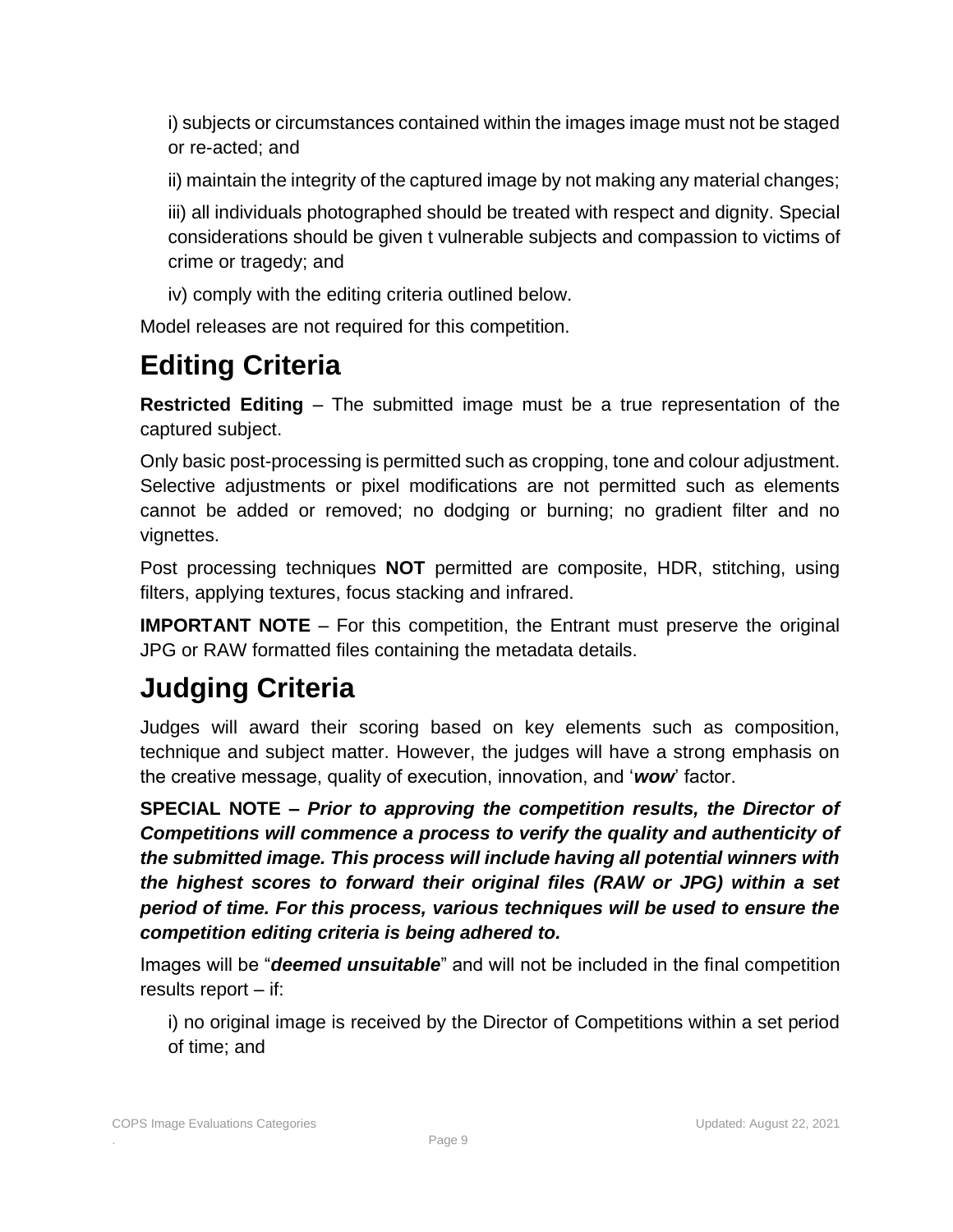i) subjects or circumstances contained within the images image must not be staged or re-acted; and

ii) maintain the integrity of the captured image by not making any material changes;

iii) all individuals photographed should be treated with respect and dignity. Special considerations should be given t vulnerable subjects and compassion to victims of crime or tragedy; and

iv) comply with the editing criteria outlined below.

Model releases are not required for this competition.

## Editing Criteria

**Restricted Editing** – The submitted image must be a true representation of the captured subject.

Only basic post-processing is permitted such as cropping, tone and colour adjustment. Selective adjustments or pixel modifications are not permitted such as elements cannot be added or removed; no dodging or burning; no gradient filter and no vignettes.

Post processing techniques **NOT** permitted are composite, HDR, stitching, using filters, applying textures, focus stacking and infrared.

**IMPORTANT NOTE** – For this competition, the Entrant must preserve the original JPG or RAW formatted files containing the metadata details.

## Judging Criteria

Judges will award their scoring based on key elements such as composition, technique and subject matter. However, the judges will have a strong emphasis on the creative message, quality of execution, innovation, and '***wow***' factor.

**SPECIAL NOTE –** ***Prior to approving the competition results, the Director of Competitions will commence a process to verify the quality and authenticity of the submitted image. This process will include having all potential winners with the highest scores to forward their original files (RAW or JPG) within a set period of time. For this process, various techniques will be used to ensure the competition editing criteria is being adhered to.***

Images will be "***deemed unsuitable***" and will not be included in the final competition results report – if:

i) no original image is received by the Director of Competitions within a set period of time; and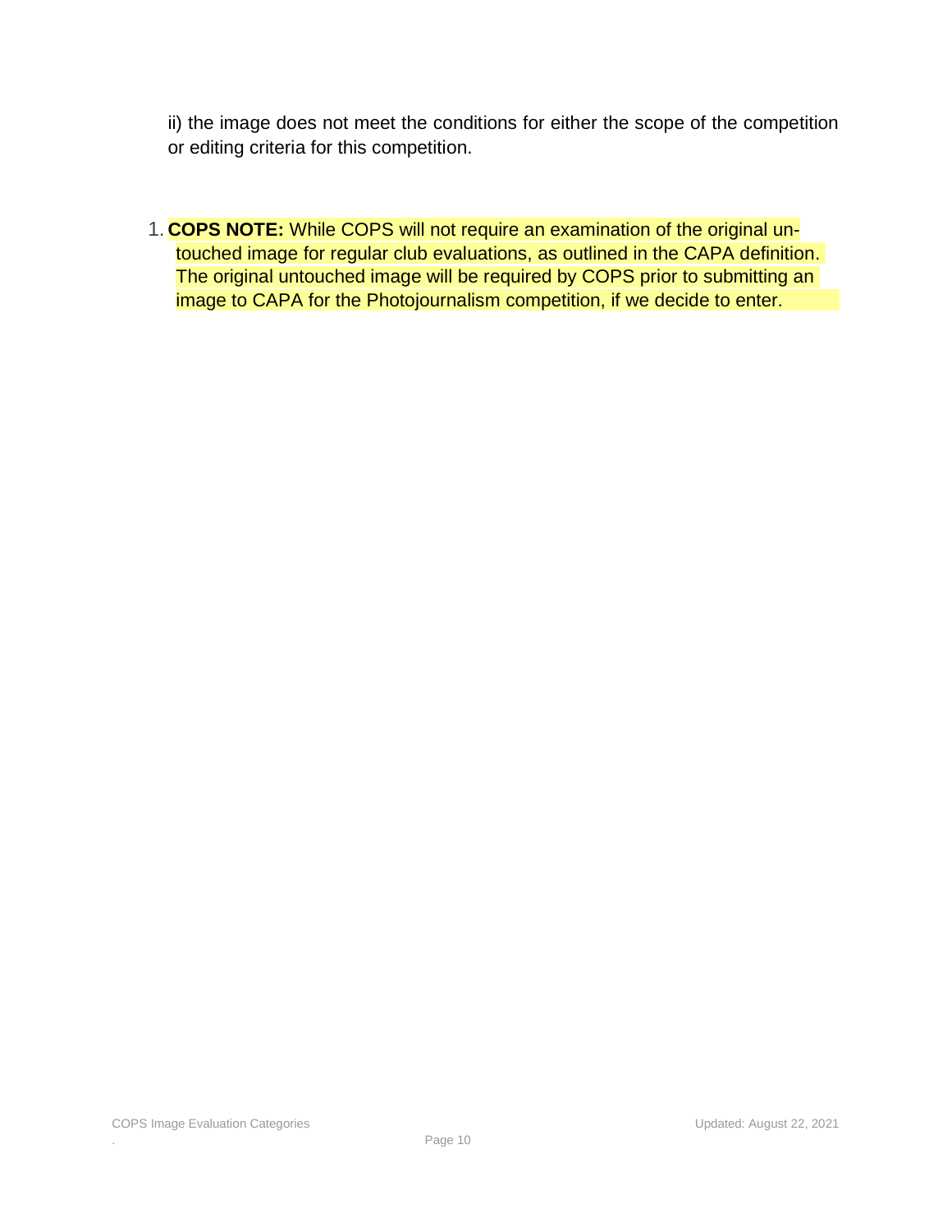ii) the image does not meet the conditions for either the scope of the competition or editing criteria for this competition.

1. **COPS NOTE:** While COPS will not require an examination of the original un-touched image for regular club evaluations, as outlined in the CAPA definition. The original untouched image will be required by COPS prior to submitting an image to CAPA for the Photojournalism competition, if we decide to enter.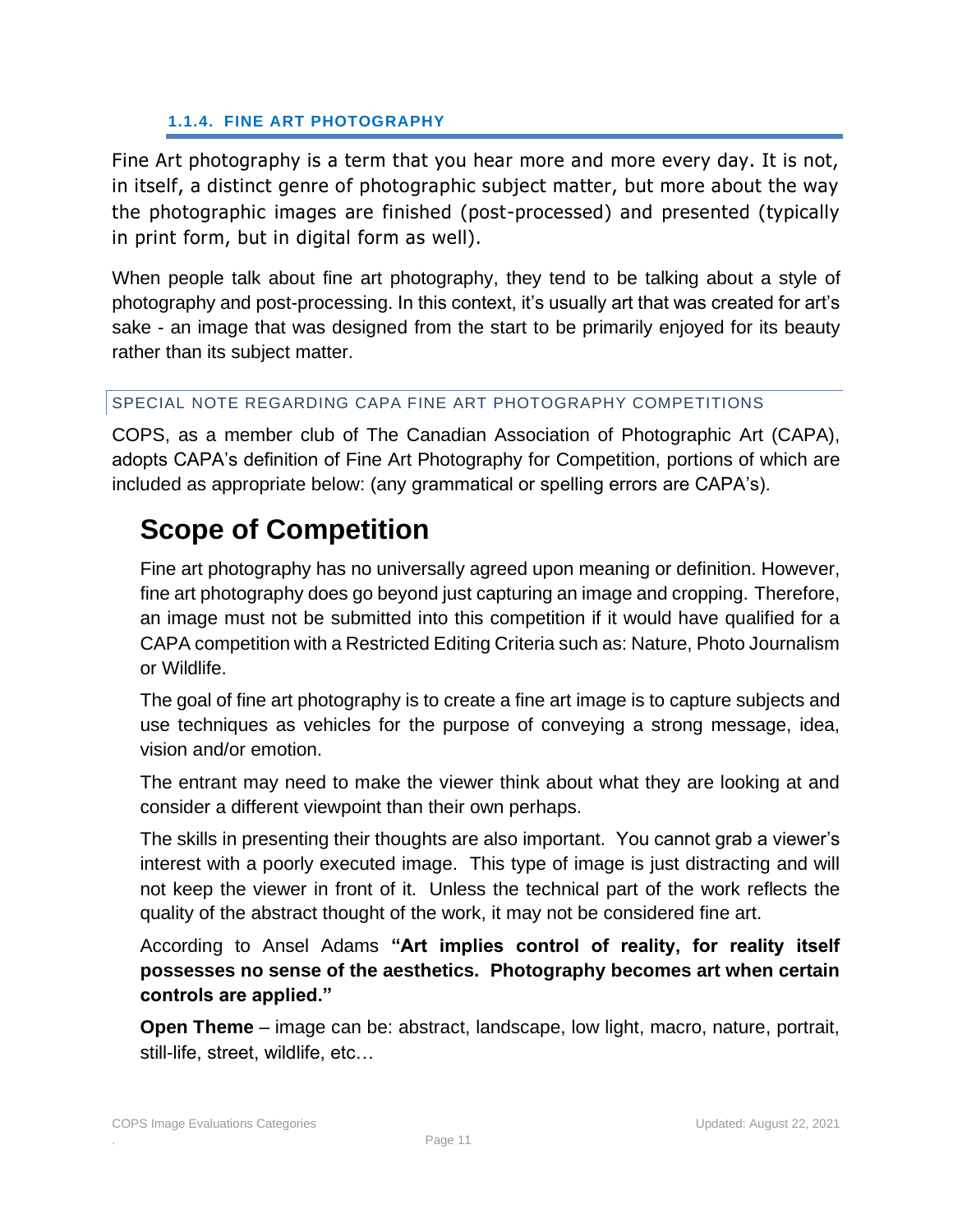#### 1.1.4. FINE ART PHOTOGRAPHY

Fine Art photography is a term that you hear more and more every day. It is not, in itself, a distinct genre of photographic subject matter, but more about the way the photographic images are finished (post-processed) and presented (typically in print form, but in digital form as well).

When people talk about fine art photography, they tend to be talking about a style of photography and post-processing. In this context, it's usually art that was created for art's sake - an image that was designed from the start to be primarily enjoyed for its beauty rather than its subject matter.

##### SPECIAL NOTE REGARDING CAPA FINE ART PHOTOGRAPHY COMPETITIONS

COPS, as a member club of The Canadian Association of Photographic Art (CAPA), adopts CAPA's definition of Fine Art Photography for Competition, portions of which are included as appropriate below: (any grammatical or spelling errors are CAPA's).

## Scope of Competition

Fine art photography has no universally agreed upon meaning or definition. However, fine art photography does go beyond just capturing an image and cropping. Therefore, an image must not be submitted into this competition if it would have qualified for a CAPA competition with a Restricted Editing Criteria such as: Nature, Photo Journalism or Wildlife.

The goal of fine art photography is to create a fine art image is to capture subjects and use techniques as vehicles for the purpose of conveying a strong message, idea, vision and/or emotion.

The entrant may need to make the viewer think about what they are looking at and consider a different viewpoint than their own perhaps.

The skills in presenting their thoughts are also important. You cannot grab a viewer's interest with a poorly executed image. This type of image is just distracting and will not keep the viewer in front of it. Unless the technical part of the work reflects the quality of the abstract thought of the work, it may not be considered fine art.

According to Ansel Adams **"Art implies control of reality, for reality itself possesses no sense of the aesthetics. Photography becomes art when certain controls are applied."**

**Open Theme** – image can be: abstract, landscape, low light, macro, nature, portrait, still-life, street, wildlife, etc…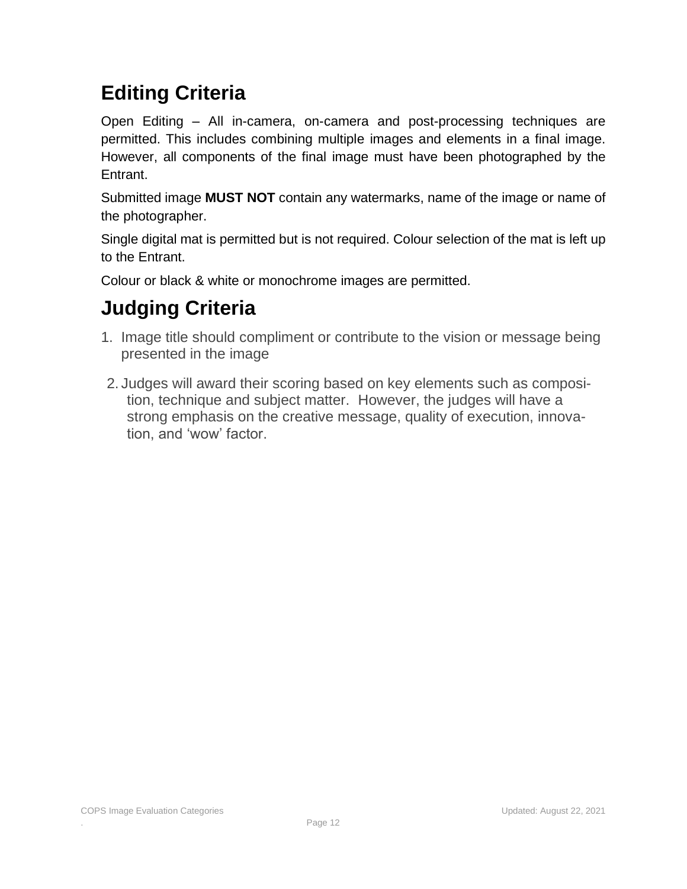## Editing Criteria

Open Editing – All in-camera, on-camera and post-processing techniques are permitted. This includes combining multiple images and elements in a final image. However, all components of the final image must have been photographed by the Entrant.

Submitted image **MUST NOT** contain any watermarks, name of the image or name of the photographer.

Single digital mat is permitted but is not required. Colour selection of the mat is left up to the Entrant.

Colour or black & white or monochrome images are permitted.

## Judging Criteria

1. Image title should compliment or contribute to the vision or message being presented in the image
2. Judges will award their scoring based on key elements such as composition, technique and subject matter. However, the judges will have a strong emphasis on the creative message, quality of execution, innovation, and 'wow' factor.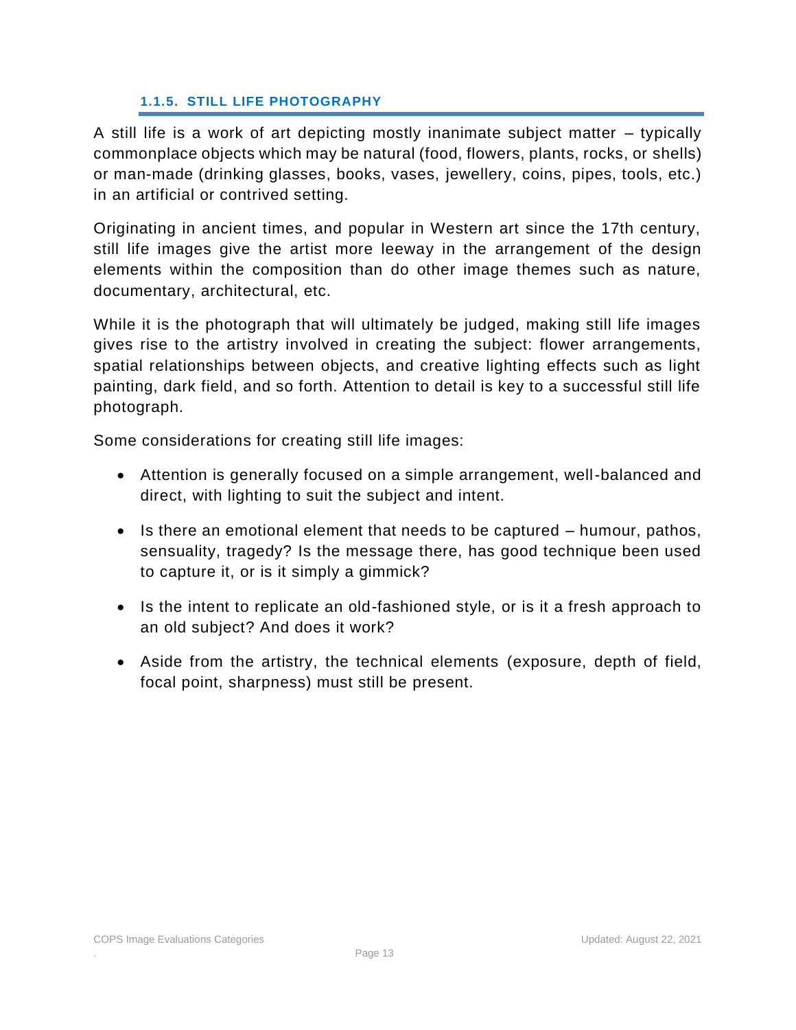### 1.1.5. STILL LIFE PHOTOGRAPHY

A still life is a work of art depicting mostly inanimate subject matter – typically commonplace objects which may be natural (food, flowers, plants, rocks, or shells) or man-made (drinking glasses, books, vases, jewellery, coins, pipes, tools, etc.) in an artificial or contrived setting.

Originating in ancient times, and popular in Western art since the 17th century, still life images give the artist more leeway in the arrangement of the design elements within the composition than do other image themes such as nature, documentary, architectural, etc.

While it is the photograph that will ultimately be judged, making still life images gives rise to the artistry involved in creating the subject: flower arrangements, spatial relationships between objects, and creative lighting effects such as light painting, dark field, and so forth. Attention to detail is key to a successful still life photograph.

Some considerations for creating still life images:

- Attention is generally focused on a simple arrangement, well-balanced and direct, with lighting to suit the subject and intent.
- Is there an emotional element that needs to be captured – humour, pathos, sensuality, tragedy? Is the message there, has good technique been used to capture it, or is it simply a gimmick?
- Is the intent to replicate an old-fashioned style, or is it a fresh approach to an old subject? And does it work?
- Aside from the artistry, the technical elements (exposure, depth of field, focal point, sharpness) must still be present.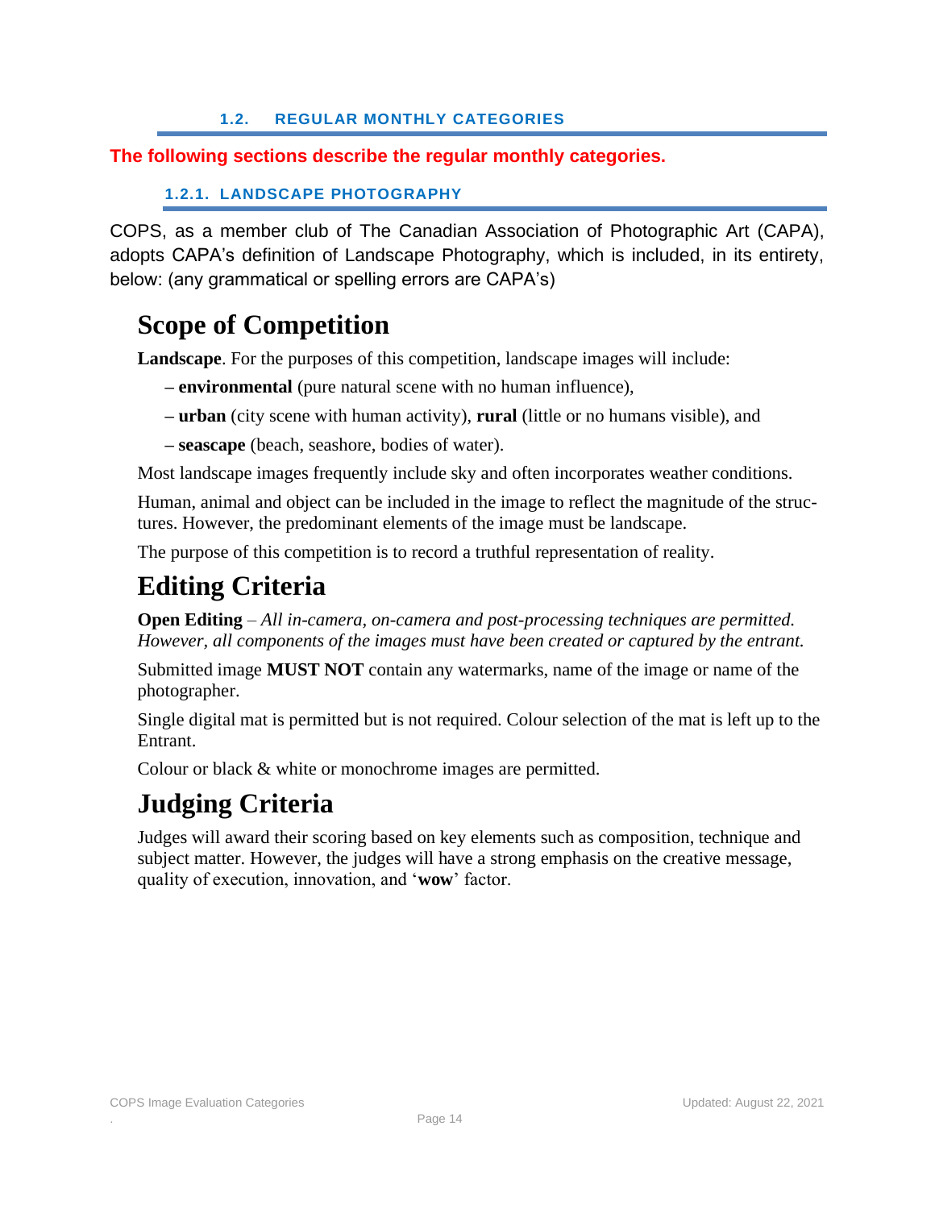### 1.2. REGULAR MONTHLY CATEGORIES

**The following sections describe the regular monthly categories.**

#### 1.2.1. LANDSCAPE PHOTOGRAPHY

COPS, as a member club of The Canadian Association of Photographic Art (CAPA), adopts CAPA's definition of Landscape Photography, which is included, in its entirety, below: (any grammatical or spelling errors are CAPA's)

## Scope of Competition

**Landscape**. For the purposes of this competition, landscape images will include:

– **environmental** (pure natural scene with no human influence),

– **urban** (city scene with human activity), **rural** (little or no humans visible), and

– **seascape** (beach, seashore, bodies of water).

Most landscape images frequently include sky and often incorporates weather conditions.

Human, animal and object can be included in the image to reflect the magnitude of the structures. However, the predominant elements of the image must be landscape.

The purpose of this competition is to record a truthful representation of reality.

## Editing Criteria

**Open Editing** – *All in-camera, on-camera and post-processing techniques are permitted. However, all components of the images must have been created or captured by the entrant.*

Submitted image **MUST NOT** contain any watermarks, name of the image or name of the photographer.

Single digital mat is permitted but is not required. Colour selection of the mat is left up to the Entrant.

Colour or black & white or monochrome images are permitted.

## Judging Criteria

Judges will award their scoring based on key elements such as composition, technique and subject matter. However, the judges will have a strong emphasis on the creative message, quality of execution, innovation, and '**wow**' factor.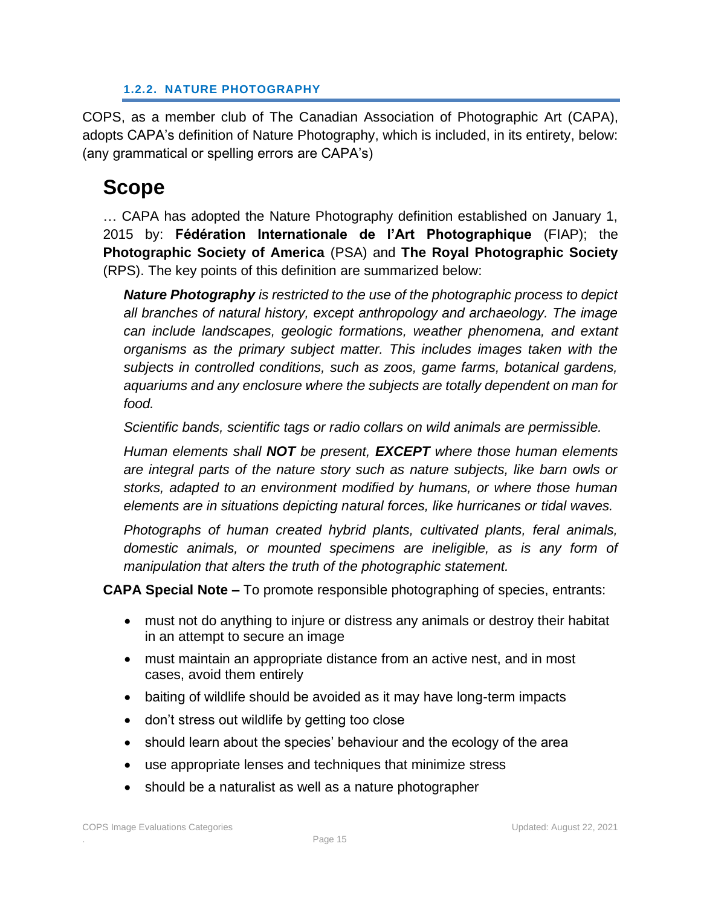#### 1.2.2. NATURE PHOTOGRAPHY

COPS, as a member club of The Canadian Association of Photographic Art (CAPA), adopts CAPA's definition of Nature Photography, which is included, in its entirety, below: (any grammatical or spelling errors are CAPA's)

# Scope

… CAPA has adopted the Nature Photography definition established on January 1, 2015 by: **Fédération Internationale de l'Art Photographique** (FIAP); the **Photographic Society of America** (PSA) and **The Royal Photographic Society** (RPS). The key points of this definition are summarized below:

> ***Nature Photography*** *is restricted to the use of the photographic process to depict all branches of natural history, except anthropology and archaeology. The image can include landscapes, geologic formations, weather phenomena, and extant organisms as the primary subject matter. This includes images taken with the subjects in controlled conditions, such as zoos, game farms, botanical gardens, aquariums and any enclosure where the subjects are totally dependent on man for food.*
>
> *Scientific bands, scientific tags or radio collars on wild animals are permissible.*
>
> *Human elements shall* ***NOT*** *be present,* ***EXCEPT*** *where those human elements are integral parts of the nature story such as nature subjects, like barn owls or storks, adapted to an environment modified by humans, or where those human elements are in situations depicting natural forces, like hurricanes or tidal waves.*
>
> *Photographs of human created hybrid plants, cultivated plants, feral animals, domestic animals, or mounted specimens are ineligible, as is any form of manipulation that alters the truth of the photographic statement.*

**CAPA Special Note –** To promote responsible photographing of species, entrants:

- must not do anything to injure or distress any animals or destroy their habitat in an attempt to secure an image
- must maintain an appropriate distance from an active nest, and in most cases, avoid them entirely
- baiting of wildlife should be avoided as it may have long-term impacts
- don't stress out wildlife by getting too close
- should learn about the species' behaviour and the ecology of the area
- use appropriate lenses and techniques that minimize stress
- should be a naturalist as well as a nature photographer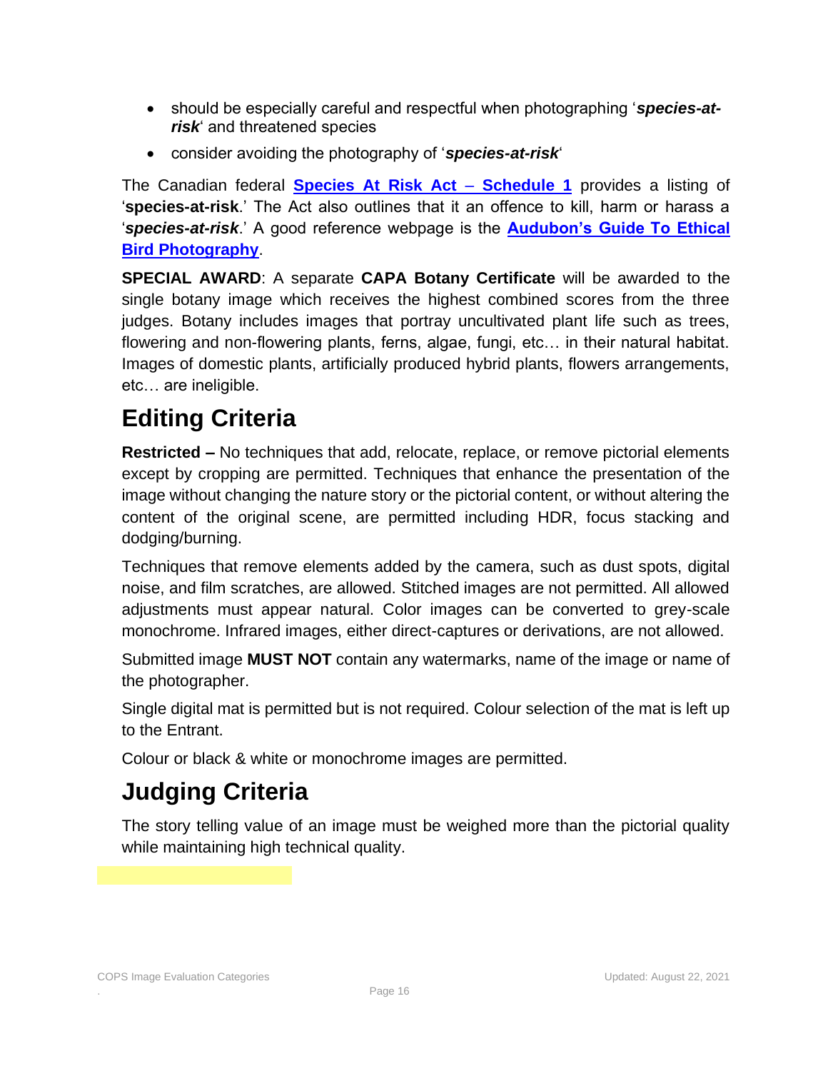- should be especially careful and respectful when photographing '***species-at-risk***' and threatened species
- consider avoiding the photography of '***species-at-risk***'

The Canadian federal **Species At Risk Act – Schedule 1** provides a listing of '**species-at-risk**.' The Act also outlines that it an offence to kill, harm or harass a '***species-at-risk***.' A good reference webpage is the **Audubon's Guide To Ethical Bird Photography**.

**SPECIAL AWARD**: A separate **CAPA Botany Certificate** will be awarded to the single botany image which receives the highest combined scores from the three judges. Botany includes images that portray uncultivated plant life such as trees, flowering and non-flowering plants, ferns, algae, fungi, etc… in their natural habitat. Images of domestic plants, artificially produced hybrid plants, flowers arrangements, etc… are ineligible.

# Editing Criteria

**Restricted –** No techniques that add, relocate, replace, or remove pictorial elements except by cropping are permitted. Techniques that enhance the presentation of the image without changing the nature story or the pictorial content, or without altering the content of the original scene, are permitted including HDR, focus stacking and dodging/burning.

Techniques that remove elements added by the camera, such as dust spots, digital noise, and film scratches, are allowed. Stitched images are not permitted. All allowed adjustments must appear natural. Color images can be converted to grey-scale monochrome. Infrared images, either direct-captures or derivations, are not allowed.

Submitted image **MUST NOT** contain any watermarks, name of the image or name of the photographer.

Single digital mat is permitted but is not required. Colour selection of the mat is left up to the Entrant.

Colour or black & white or monochrome images are permitted.

# Judging Criteria

The story telling value of an image must be weighed more than the pictorial quality while maintaining high technical quality.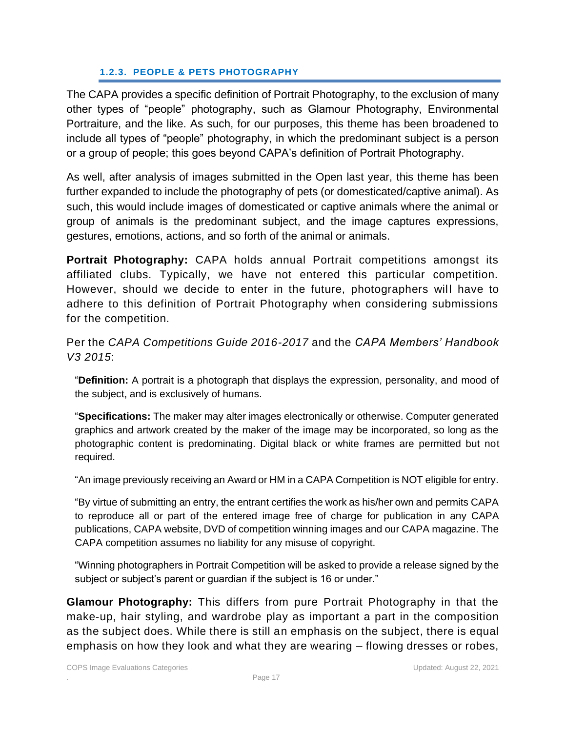#### 1.2.3. PEOPLE & PETS PHOTOGRAPHY

The CAPA provides a specific definition of Portrait Photography, to the exclusion of many other types of "people" photography, such as Glamour Photography, Environmental Portraiture, and the like. As such, for our purposes, this theme has been broadened to include all types of "people" photography, in which the predominant subject is a person or a group of people; this goes beyond CAPA's definition of Portrait Photography.

As well, after analysis of images submitted in the Open last year, this theme has been further expanded to include the photography of pets (or domesticated/captive animal). As such, this would include images of domesticated or captive animals where the animal or group of animals is the predominant subject, and the image captures expressions, gestures, emotions, actions, and so forth of the animal or animals.

**Portrait Photography:** CAPA holds annual Portrait competitions amongst its affiliated clubs. Typically, we have not entered this particular competition. However, should we decide to enter in the future, photographers will have to adhere to this definition of Portrait Photography when considering submissions for the competition.

Per the *CAPA Competitions Guide 2016-2017* and the *CAPA Members' Handbook V3 2015*:

> "**Definition:** A portrait is a photograph that displays the expression, personality, and mood of the subject, and is exclusively of humans.
>
> "**Specifications:** The maker may alter images electronically or otherwise. Computer generated graphics and artwork created by the maker of the image may be incorporated, so long as the photographic content is predominating. Digital black or white frames are permitted but not required.
>
> "An image previously receiving an Award or HM in a CAPA Competition is NOT eligible for entry.
>
> "By virtue of submitting an entry, the entrant certifies the work as his/her own and permits CAPA to reproduce all or part of the entered image free of charge for publication in any CAPA publications, CAPA website, DVD of competition winning images and our CAPA magazine. The CAPA competition assumes no liability for any misuse of copyright.
>
> "Winning photographers in Portrait Competition will be asked to provide a release signed by the subject or subject's parent or guardian if the subject is 16 or under."

**Glamour Photography:** This differs from pure Portrait Photography in that the make-up, hair styling, and wardrobe play as important a part in the composition as the subject does. While there is still an emphasis on the subject, there is equal emphasis on how they look and what they are wearing – flowing dresses or robes,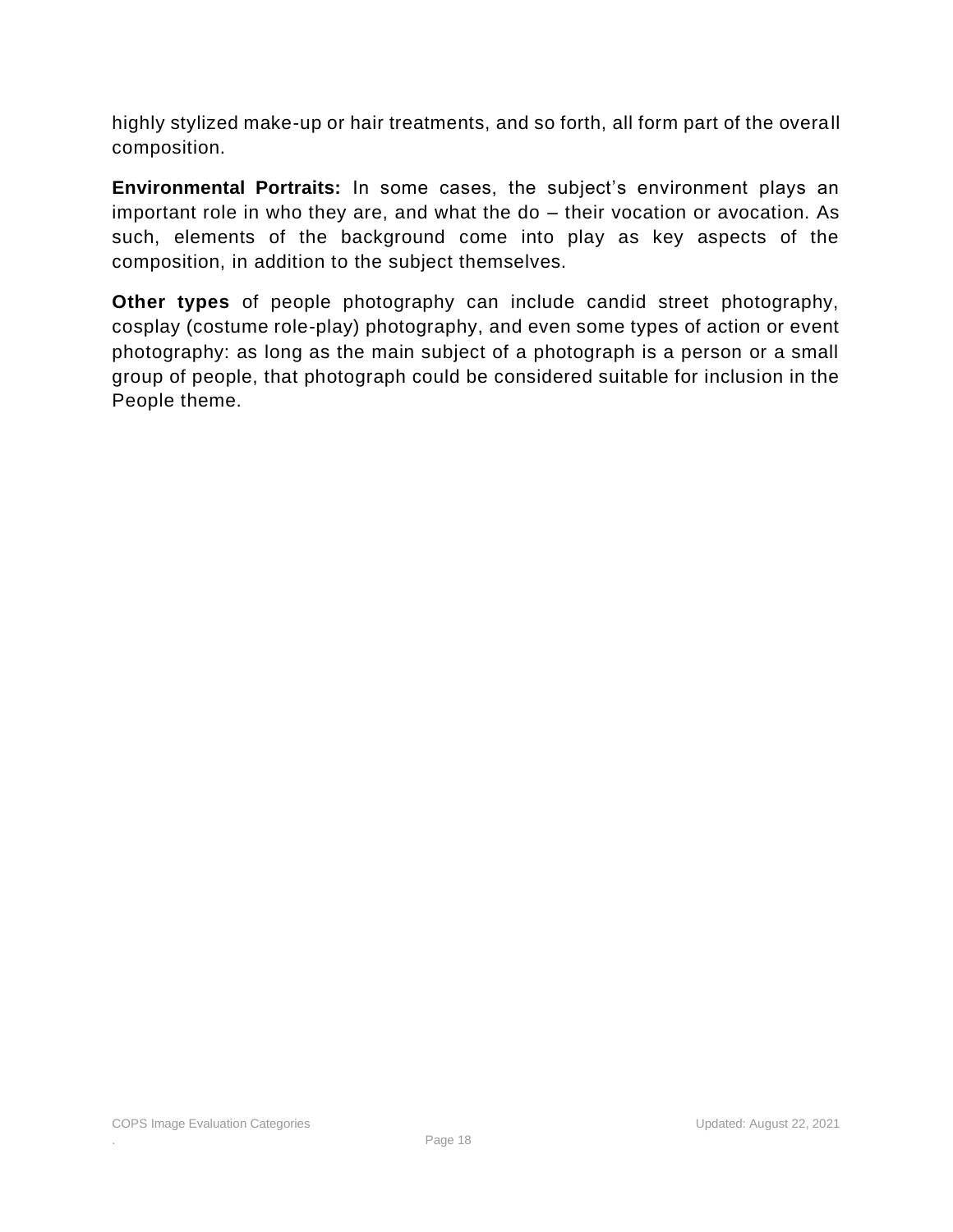highly stylized make-up or hair treatments, and so forth, all form part of the overall composition.

**Environmental Portraits:** In some cases, the subject's environment plays an important role in who they are, and what the do – their vocation or avocation. As such, elements of the background come into play as key aspects of the composition, in addition to the subject themselves.

**Other types** of people photography can include candid street photography, cosplay (costume role-play) photography, and even some types of action or event photography: as long as the main subject of a photograph is a person or a small group of people, that photograph could be considered suitable for inclusion in the People theme.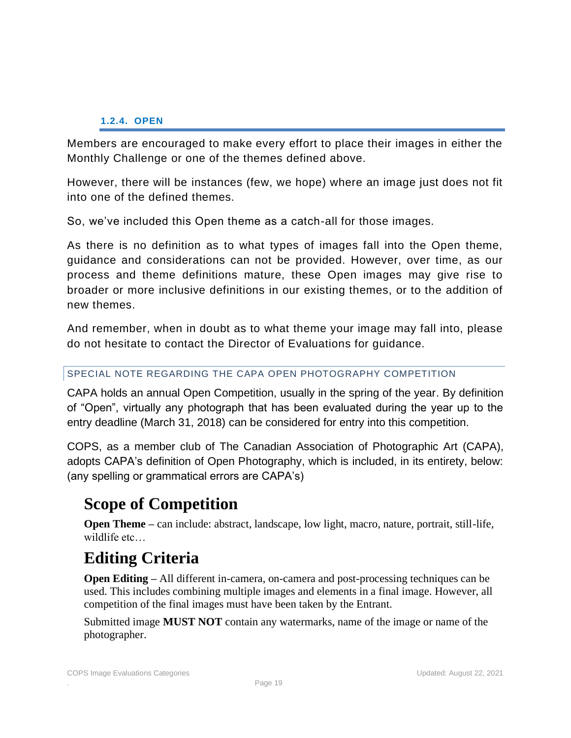#### 1.2.4. OPEN

Members are encouraged to make every effort to place their images in either the Monthly Challenge or one of the themes defined above.

However, there will be instances (few, we hope) where an image just does not fit into one of the defined themes.

So, we've included this Open theme as a catch-all for those images.

As there is no definition as to what types of images fall into the Open theme, guidance and considerations can not be provided. However, over time, as our process and theme definitions mature, these Open images may give rise to broader or more inclusive definitions in our existing themes, or to the addition of new themes.

And remember, when in doubt as to what theme your image may fall into, please do not hesitate to contact the Director of Evaluations for guidance.

##### SPECIAL NOTE REGARDING THE CAPA OPEN PHOTOGRAPHY COMPETITION

CAPA holds an annual Open Competition, usually in the spring of the year. By definition of "Open", virtually any photograph that has been evaluated during the year up to the entry deadline (March 31, 2018) can be considered for entry into this competition.

COPS, as a member club of The Canadian Association of Photographic Art (CAPA), adopts CAPA's definition of Open Photography, which is included, in its entirety, below: (any spelling or grammatical errors are CAPA's)

# Scope of Competition

**Open Theme** – can include: abstract, landscape, low light, macro, nature, portrait, still-life, wildlife etc…

# Editing Criteria

**Open Editing** – All different in-camera, on-camera and post-processing techniques can be used. This includes combining multiple images and elements in a final image. However, all competition of the final images must have been taken by the Entrant.

Submitted image **MUST NOT** contain any watermarks, name of the image or name of the photographer.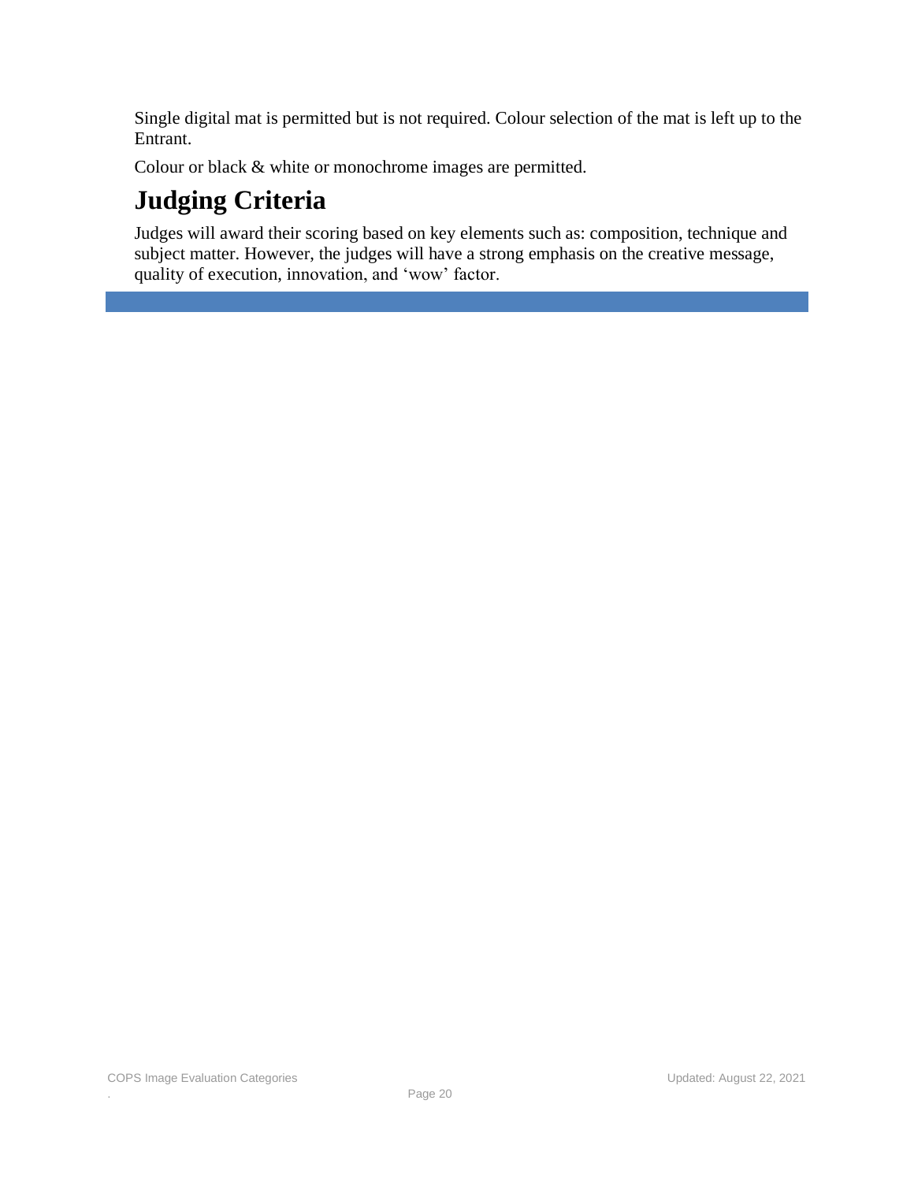Single digital mat is permitted but is not required. Colour selection of the mat is left up to the Entrant.

Colour or black & white or monochrome images are permitted.

# Judging Criteria

Judges will award their scoring based on key elements such as: composition, technique and subject matter. However, the judges will have a strong emphasis on the creative message, quality of execution, innovation, and ‘wow’ factor.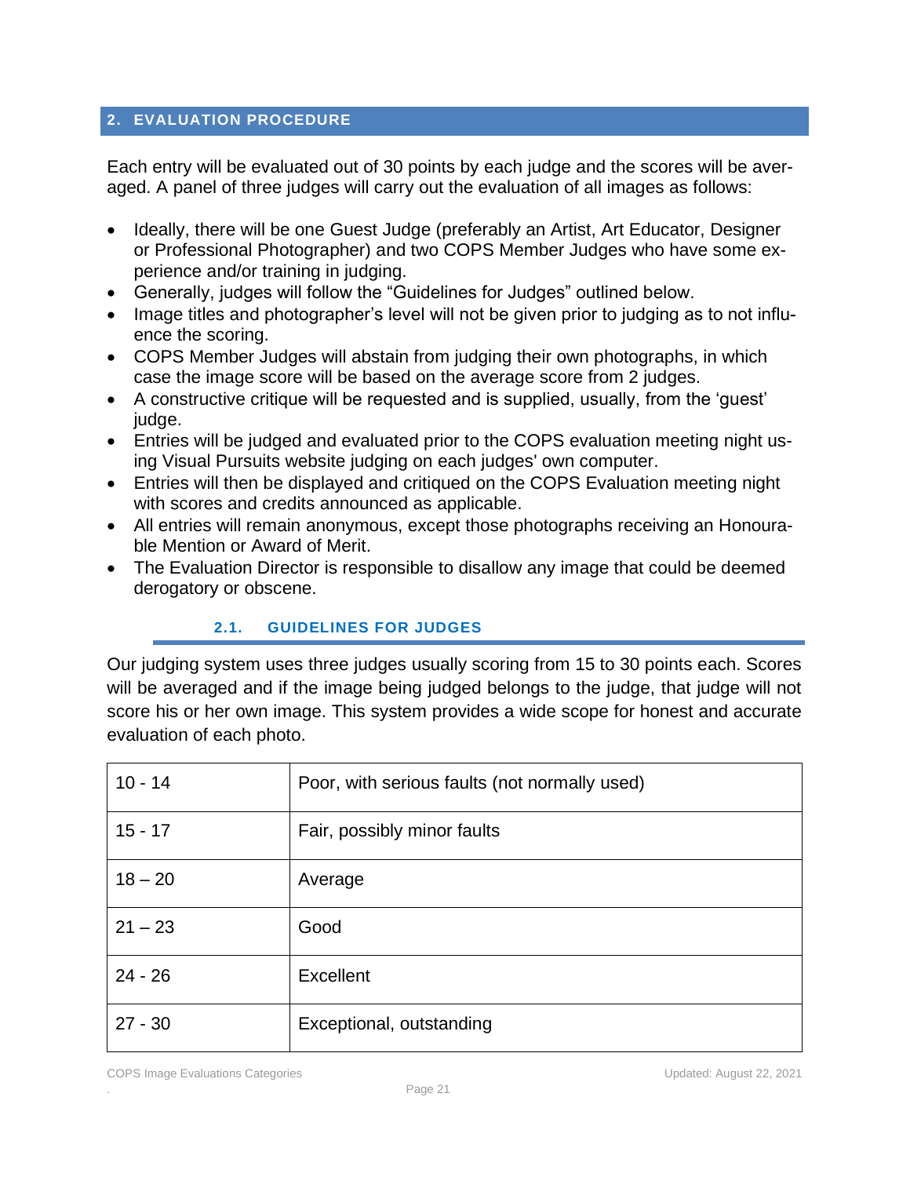## 2. EVALUATION PROCEDURE

Each entry will be evaluated out of 30 points by each judge and the scores will be averaged. A panel of three judges will carry out the evaluation of all images as follows:

- Ideally, there will be one Guest Judge (preferably an Artist, Art Educator, Designer or Professional Photographer) and two COPS Member Judges who have some experience and/or training in judging.
- Generally, judges will follow the "Guidelines for Judges" outlined below.
- Image titles and photographer's level will not be given prior to judging as to not influence the scoring.
- COPS Member Judges will abstain from judging their own photographs, in which case the image score will be based on the average score from 2 judges.
- A constructive critique will be requested and is supplied, usually, from the 'guest' judge.
- Entries will be judged and evaluated prior to the COPS evaluation meeting night using Visual Pursuits website judging on each judges' own computer.
- Entries will then be displayed and critiqued on the COPS Evaluation meeting night with scores and credits announced as applicable.
- All entries will remain anonymous, except those photographs receiving an Honourable Mention or Award of Merit.
- The Evaluation Director is responsible to disallow any image that could be deemed derogatory or obscene.

### 2.1. GUIDELINES FOR JUDGES

Our judging system uses three judges usually scoring from 15 to 30 points each. Scores will be averaged and if the image being judged belongs to the judge, that judge will not score his or her own image. This system provides a wide scope for honest and accurate evaluation of each photo.

| | |
|---|---|
| 10 - 14 | Poor, with serious faults (not normally used) |
| 15 - 17 | Fair, possibly minor faults |
| 18 – 20 | Average |
| 21 – 23 | Good |
| 24 - 26 | Excellent |
| 27 - 30 | Exceptional, outstanding |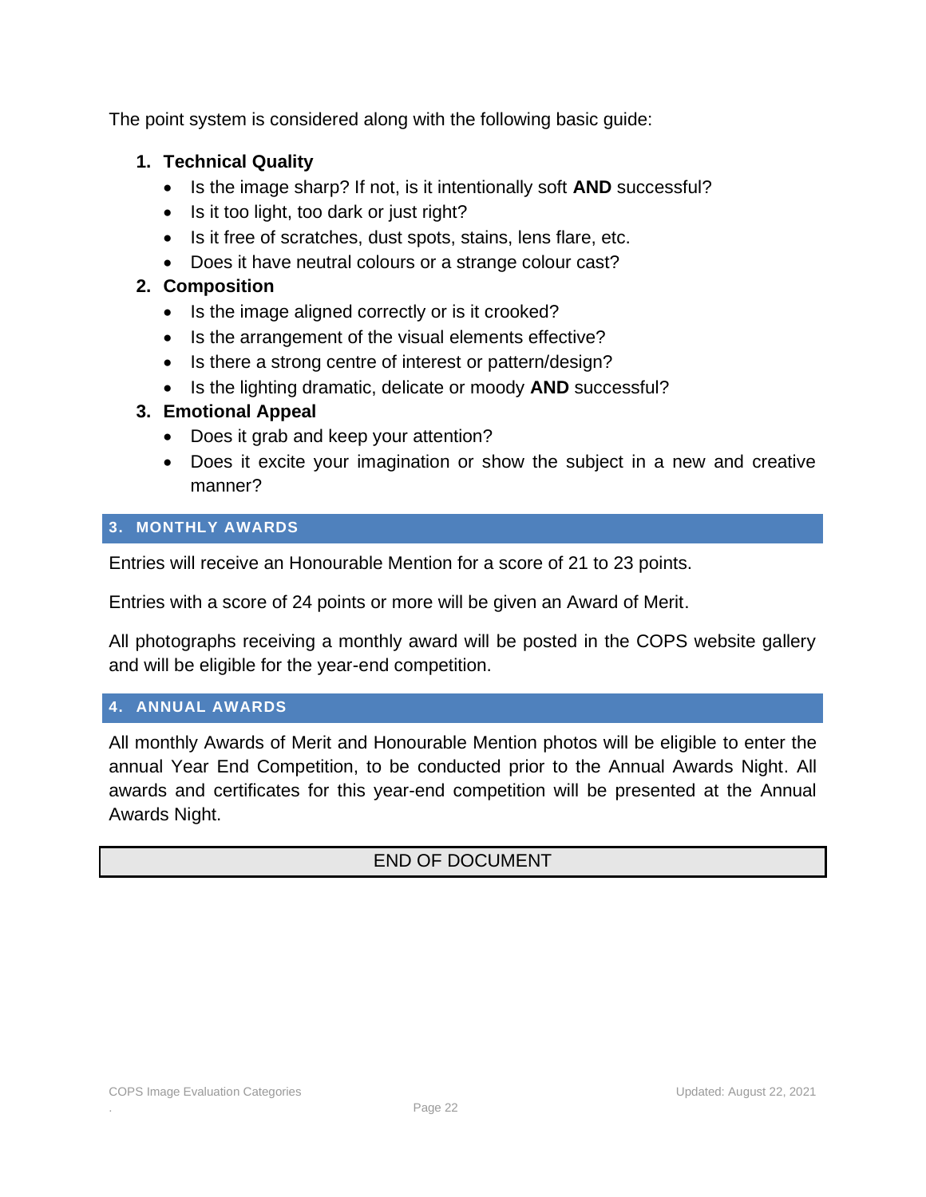The point system is considered along with the following basic guide:

1. **Technical Quality**
   - Is the image sharp? If not, is it intentionally soft **AND** successful?
   - Is it too light, too dark or just right?
   - Is it free of scratches, dust spots, stains, lens flare, etc.
   - Does it have neutral colours or a strange colour cast?
2. **Composition**
   - Is the image aligned correctly or is it crooked?
   - Is the arrangement of the visual elements effective?
   - Is there a strong centre of interest or pattern/design?
   - Is the lighting dramatic, delicate or moody **AND** successful?
3. **Emotional Appeal**
   - Does it grab and keep your attention?
   - Does it excite your imagination or show the subject in a new and creative manner?

## 3. MONTHLY AWARDS

Entries will receive an Honourable Mention for a score of 21 to 23 points.

Entries with a score of 24 points or more will be given an Award of Merit.

All photographs receiving a monthly award will be posted in the COPS website gallery and will be eligible for the year-end competition.

## 4. ANNUAL AWARDS

All monthly Awards of Merit and Honourable Mention photos will be eligible to enter the annual Year End Competition, to be conducted prior to the Annual Awards Night. All awards and certificates for this year-end competition will be presented at the Annual Awards Night.

END OF DOCUMENT